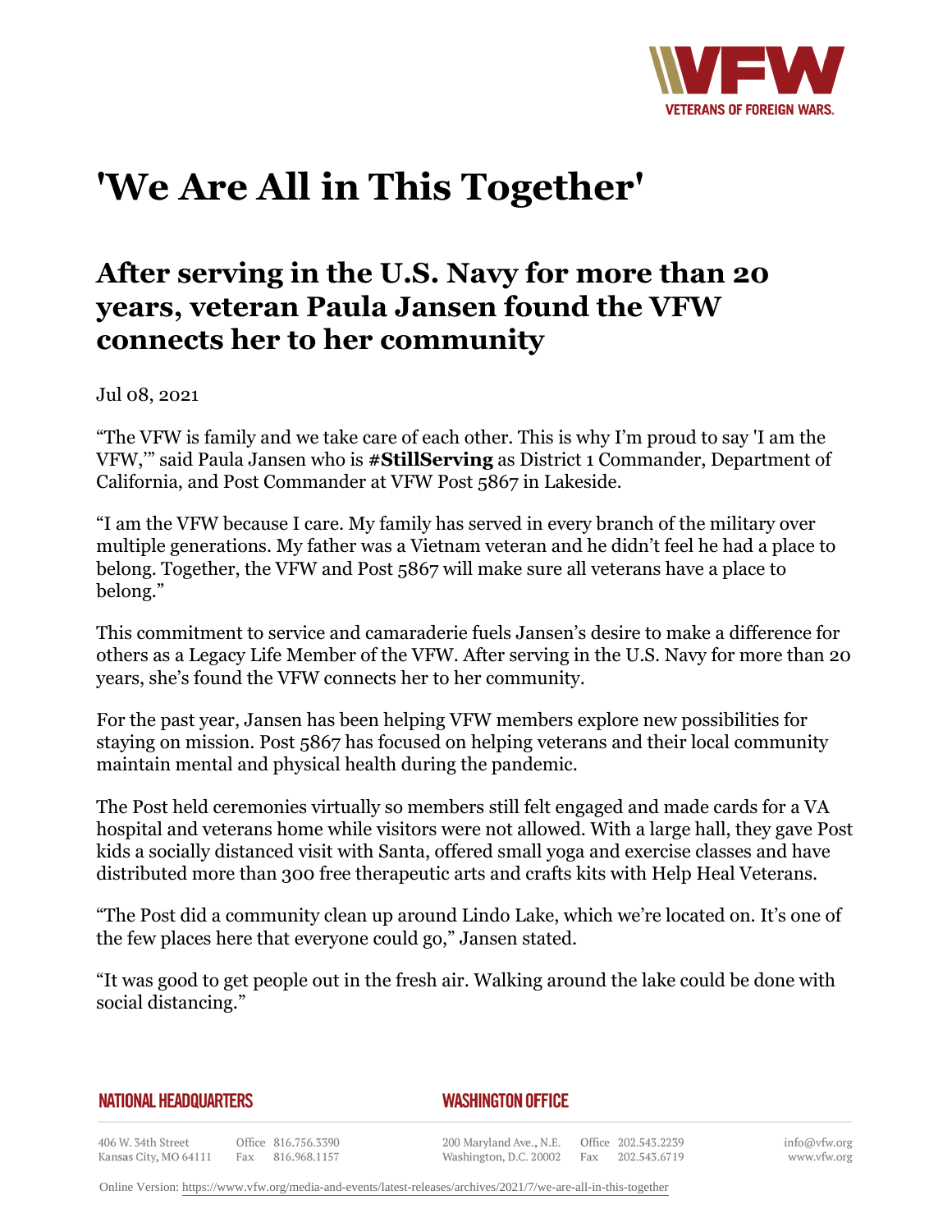# 'We Are All in This Together'

## After serving in the U.S. Navy for more than 20 years, veteran Paula Jansen found the VFW connects her to her community

Jul 08, 2021

"The VFW is family and we take care of each other. This is why I'm proud to say 'I am the VFW,'" said Paula Jansen who is **#StillServing** as District 1 Commander, Department of California, and Post Commander at VFW Post 5867 in Lakeside.

"I am the VFW because I care. My family has served in every branch of the military over multiple generations. My father was a Vietnam veteran and he didn't feel he had a place to belong. Together, the VFW and Post 5867 will make sure all veterans have a place to belong."

This commitment to service and camaraderie fuels Jansen's desire to make a difference for others as a Legacy Life Member of the VFW. After serving in the U.S. Navy for more than 20 years, she's found the VFW connects her to her community.

For the past year, Jansen has been helping VFW members explore new possibilities for staying on mission. Post 5867 has focused on helping veterans and their local community maintain mental and physical health during the pandemic.

The Post held ceremonies virtually so members still felt engaged and made cards for a VA hospital and veterans home while visitors were not allowed. With a large hall, they gave Post kids a socially distanced visit with Santa, offered small yoga and exercise classes and have distributed more than 300 free therapeutic arts and crafts kits with Help Heal Veterans.

"The Post did a community clean up around Lindo Lake, which we're located on. It's one of the few places here that everyone could go," Jansen stated.

"It was good to get people out in the fresh air. Walking around the lake could be done with social distancing."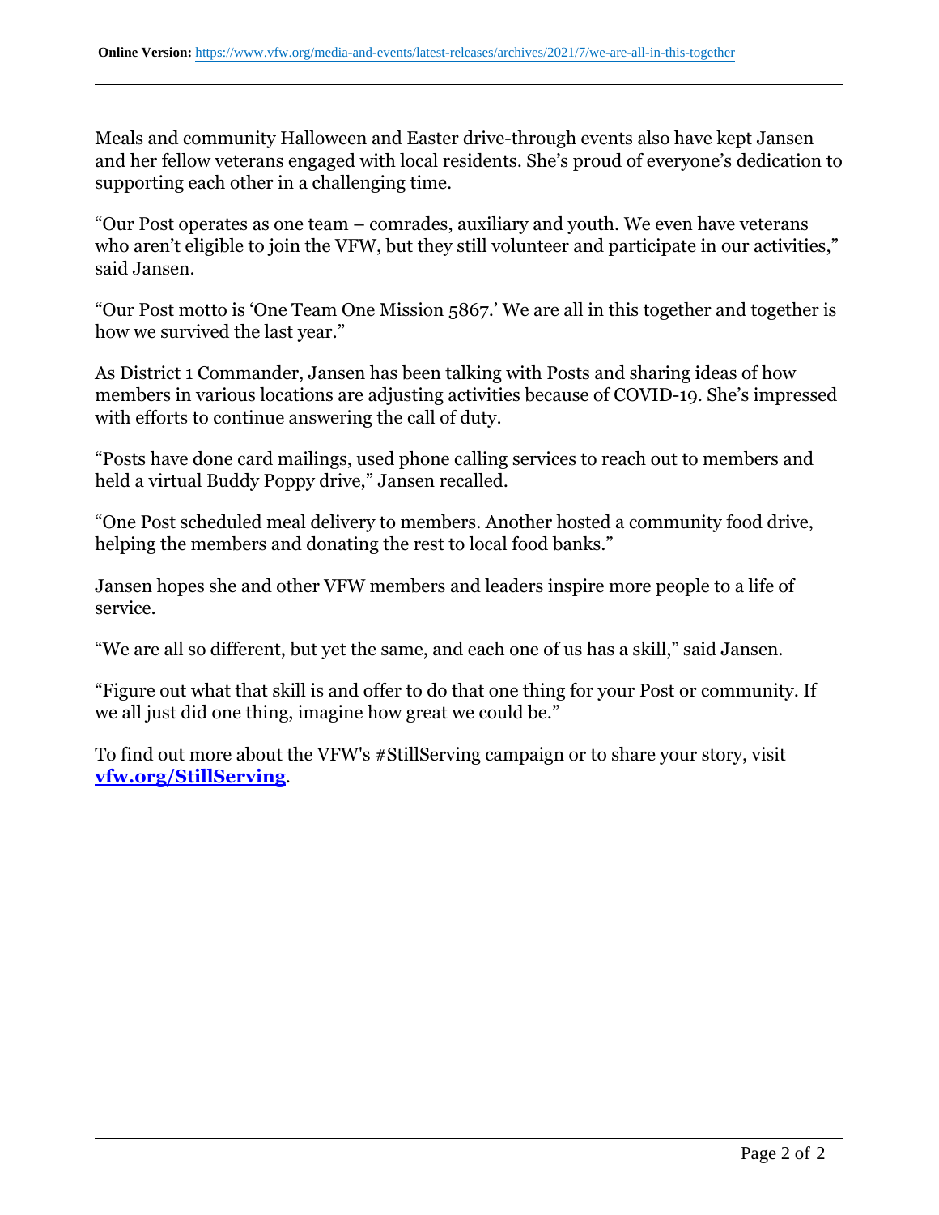Meals and community Halloween and Easter drive-through events also have kept Jansen and her fellow veterans engaged with local residents. She's proud of everyone's dedication to supporting each other in a challenging time.

"Our Post operates as one team – comrades, auxiliary and youth. We even have veterans who aren't eligible to join the VFW, but they still volunteer and participate in our activities," said Jansen.

"Our Post motto is 'One Team One Mission 5867.' We are all in this together and together is how we survived the last year."

As District 1 Commander, Jansen has been talking with Posts and sharing ideas of how members in various locations are adjusting activities because of COVID-19. She's impressed with efforts to continue answering the call of duty.

"Posts have done card mailings, used phone calling services to reach out to members and held a virtual Buddy Poppy drive," Jansen recalled.

"One Post scheduled meal delivery to members. Another hosted a community food drive, helping the members and donating the rest to local food banks."

Jansen hopes she and other VFW members and leaders inspire more people to a life of service.

"We are all so different, but yet the same, and each one of us has a skill," said Jansen.

"Figure out what that skill is and offer to do that one thing for your Post or community. If we all just did one thing, imagine how great we could be."

To find out more about the VFW's #StillServing campaign or to share your story, visit **vfw.org/StillServing**.